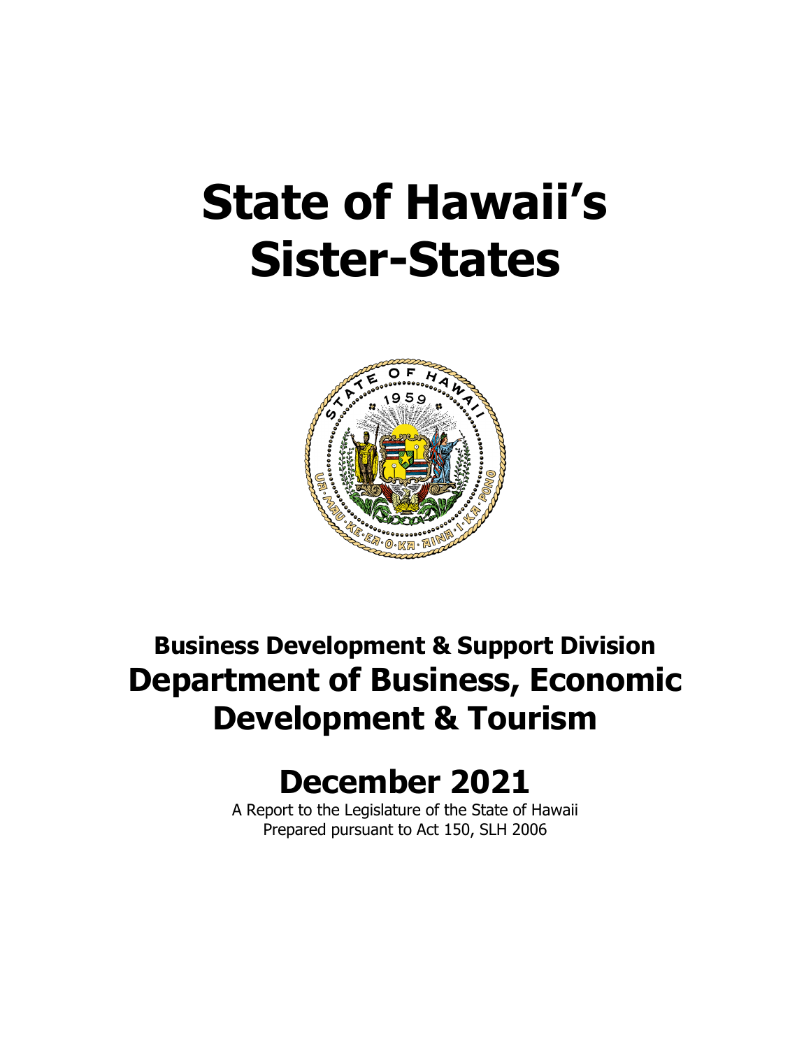# State of Hawaii's Sister-States

## Business Development & Support Division

## Department of Business, Economic Development & Tourism

# December 2021

A Report to the Legislature of the State of Hawaii
Prepared pursuant to Act 150, SLH 2006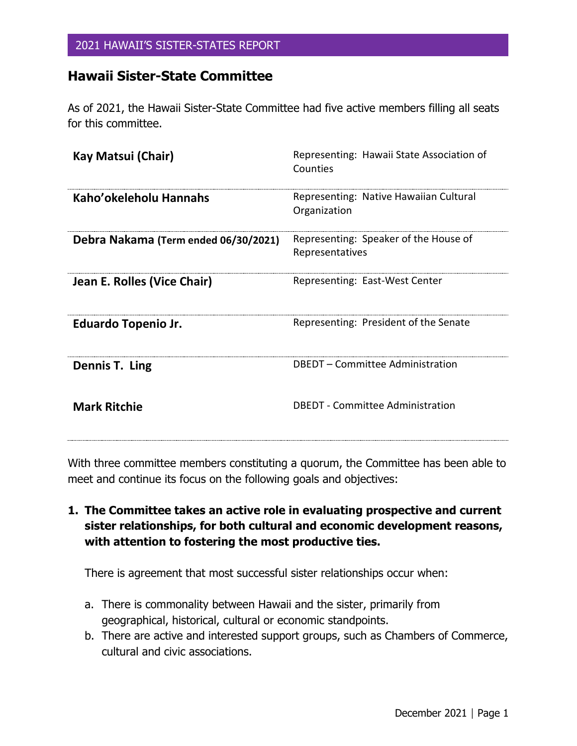## Hawaii Sister-State Committee

As of 2021, the Hawaii Sister-State Committee had five active members filling all seats for this committee.

| | |
|---|---|
| **Kay Matsui (Chair)** | Representing: Hawaii State Association of Counties |
| **Kaho'okeleholu Hannahs** | Representing: Native Hawaiian Cultural Organization |
| **Debra Nakama (Term ended 06/30/2021)** | Representing: Speaker of the House of Representatives |
| **Jean E. Rolles (Vice Chair)** | Representing: East-West Center |
| **Eduardo Topenio Jr.** | Representing: President of the Senate |
| **Dennis T. Ling** | DBEDT – Committee Administration |
| **Mark Ritchie** | DBEDT - Committee Administration |

With three committee members constituting a quorum, the Committee has been able to meet and continue its focus on the following goals and objectives:

1. **The Committee takes an active role in evaluating prospective and current sister relationships, for both cultural and economic development reasons, with attention to fostering the most productive ties.**

   There is agreement that most successful sister relationships occur when:

   a. There is commonality between Hawaii and the sister, primarily from geographical, historical, cultural or economic standpoints.
   b. There are active and interested support groups, such as Chambers of Commerce, cultural and civic associations.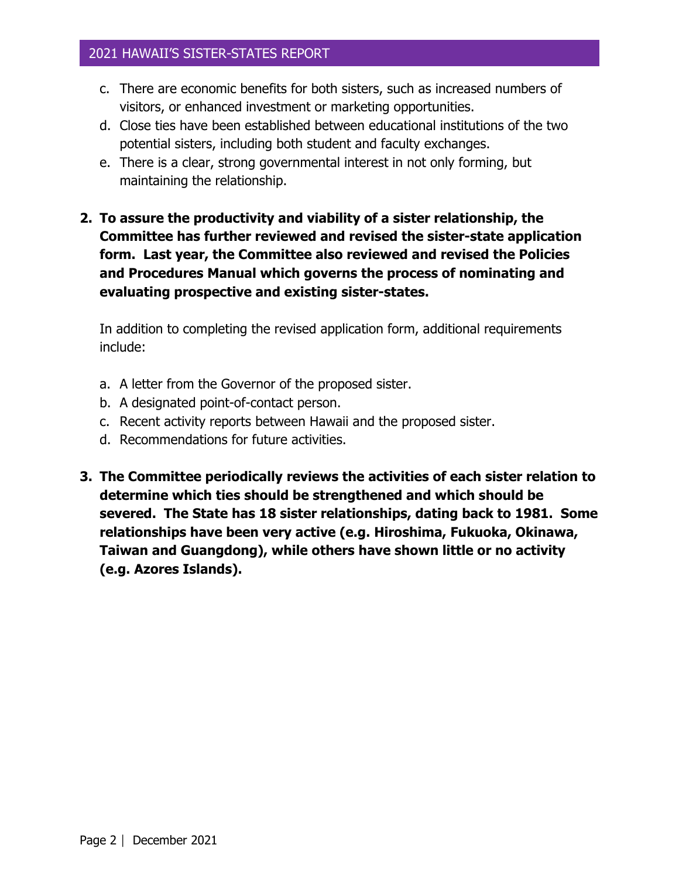c. There are economic benefits for both sisters, such as increased numbers of visitors, or enhanced investment or marketing opportunities.
d. Close ties have been established between educational institutions of the two potential sisters, including both student and faculty exchanges.
e. There is a clear, strong governmental interest in not only forming, but maintaining the relationship.

2. **To assure the productivity and viability of a sister relationship, the Committee has further reviewed and revised the sister-state application form. Last year, the Committee also reviewed and revised the Policies and Procedures Manual which governs the process of nominating and evaluating prospective and existing sister-states.**

   In addition to completing the revised application form, additional requirements include:

   a. A letter from the Governor of the proposed sister.
   b. A designated point-of-contact person.
   c. Recent activity reports between Hawaii and the proposed sister.
   d. Recommendations for future activities.

3. **The Committee periodically reviews the activities of each sister relation to determine which ties should be strengthened and which should be severed. The State has 18 sister relationships, dating back to 1981. Some relationships have been very active (e.g. Hiroshima, Fukuoka, Okinawa, Taiwan and Guangdong), while others have shown little or no activity (e.g. Azores Islands).**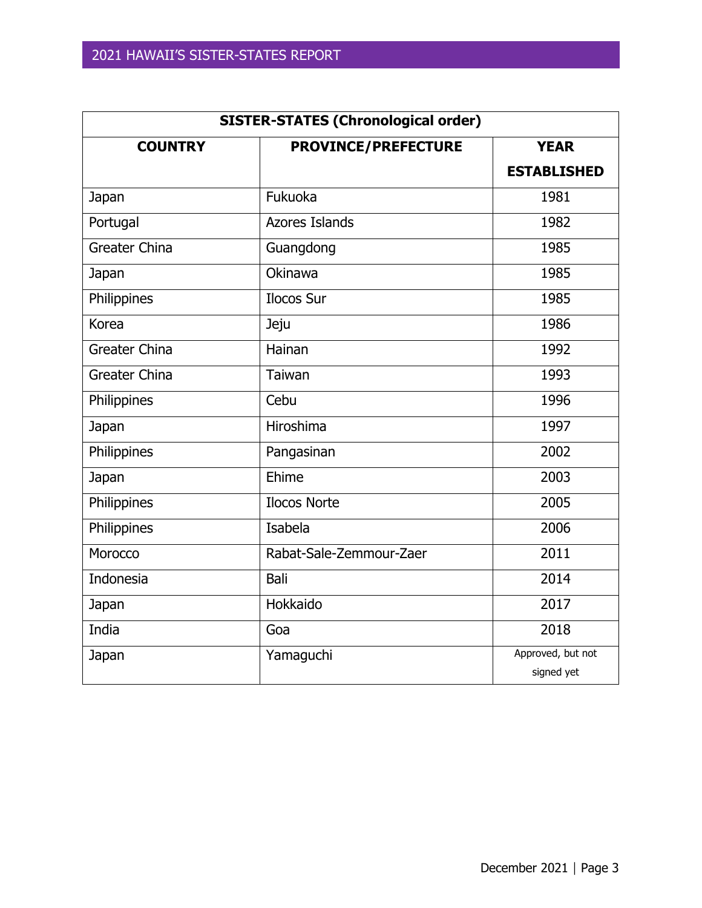| SISTER-STATES (Chronological order) | | |
|---|---|---|
| **COUNTRY** | **PROVINCE/PREFECTURE** | **YEAR ESTABLISHED** |
| Japan | Fukuoka | 1981 |
| Portugal | Azores Islands | 1982 |
| Greater China | Guangdong | 1985 |
| Japan | Okinawa | 1985 |
| Philippines | Ilocos Sur | 1985 |
| Korea | Jeju | 1986 |
| Greater China | Hainan | 1992 |
| Greater China | Taiwan | 1993 |
| Philippines | Cebu | 1996 |
| Japan | Hiroshima | 1997 |
| Philippines | Pangasinan | 2002 |
| Japan | Ehime | 2003 |
| Philippines | Ilocos Norte | 2005 |
| Philippines | Isabela | 2006 |
| Morocco | Rabat-Sale-Zemmour-Zaer | 2011 |
| Indonesia | Bali | 2014 |
| Japan | Hokkaido | 2017 |
| India | Goa | 2018 |
| Japan | Yamaguchi | Approved, but not signed yet |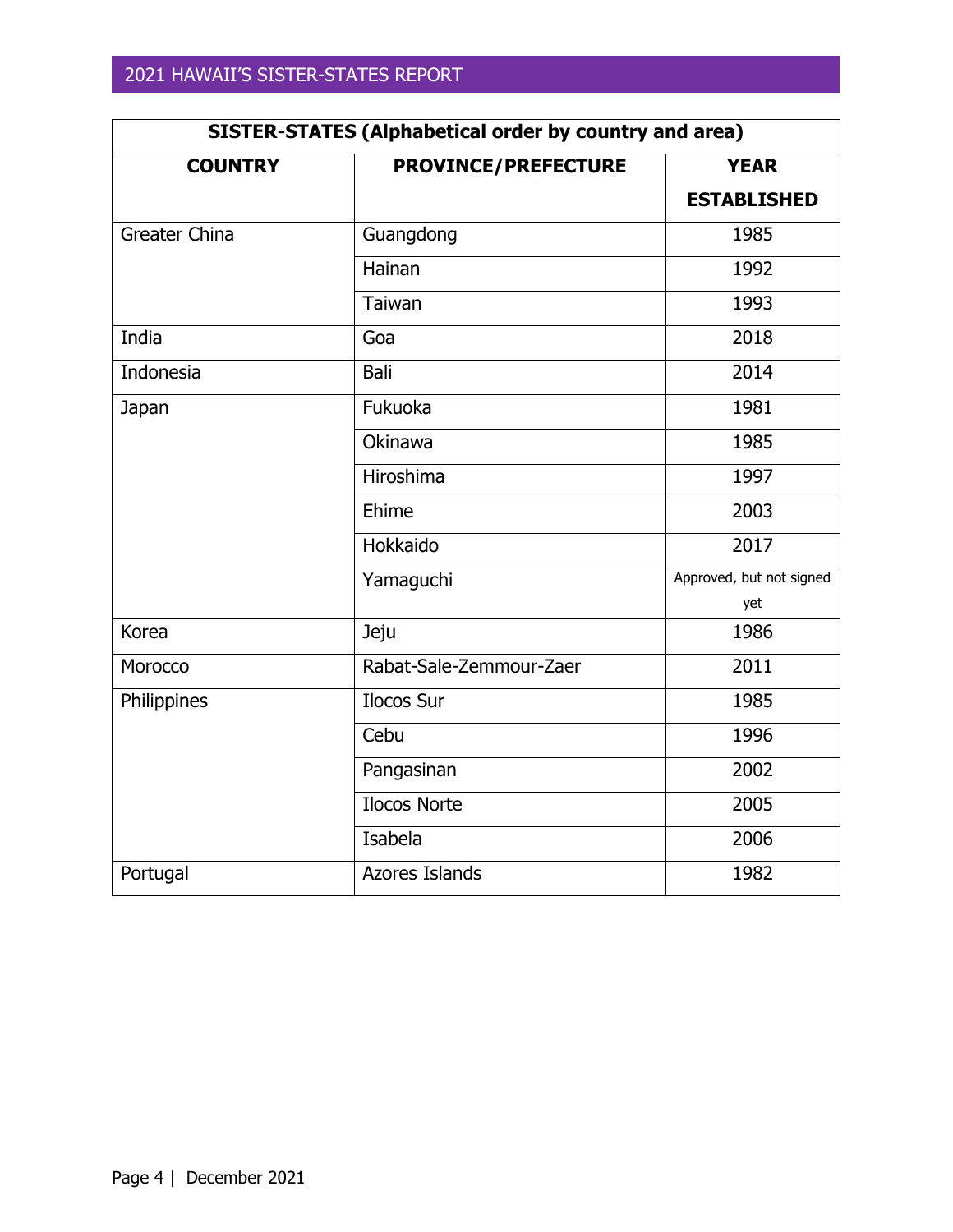| SISTER-STATES (Alphabetical order by country and area) | | |
|---|---|---|
| **COUNTRY** | **PROVINCE/PREFECTURE** | **YEAR ESTABLISHED** |
| Greater China | Guangdong | 1985 |
| | Hainan | 1992 |
| | Taiwan | 1993 |
| India | Goa | 2018 |
| Indonesia | Bali | 2014 |
| Japan | Fukuoka | 1981 |
| | Okinawa | 1985 |
| | Hiroshima | 1997 |
| | Ehime | 2003 |
| | Hokkaido | 2017 |
| | Yamaguchi | Approved, but not signed yet |
| Korea | Jeju | 1986 |
| Morocco | Rabat-Sale-Zemmour-Zaer | 2011 |
| Philippines | Ilocos Sur | 1985 |
| | Cebu | 1996 |
| | Pangasinan | 2002 |
| | Ilocos Norte | 2005 |
| | Isabela | 2006 |
| Portugal | Azores Islands | 1982 |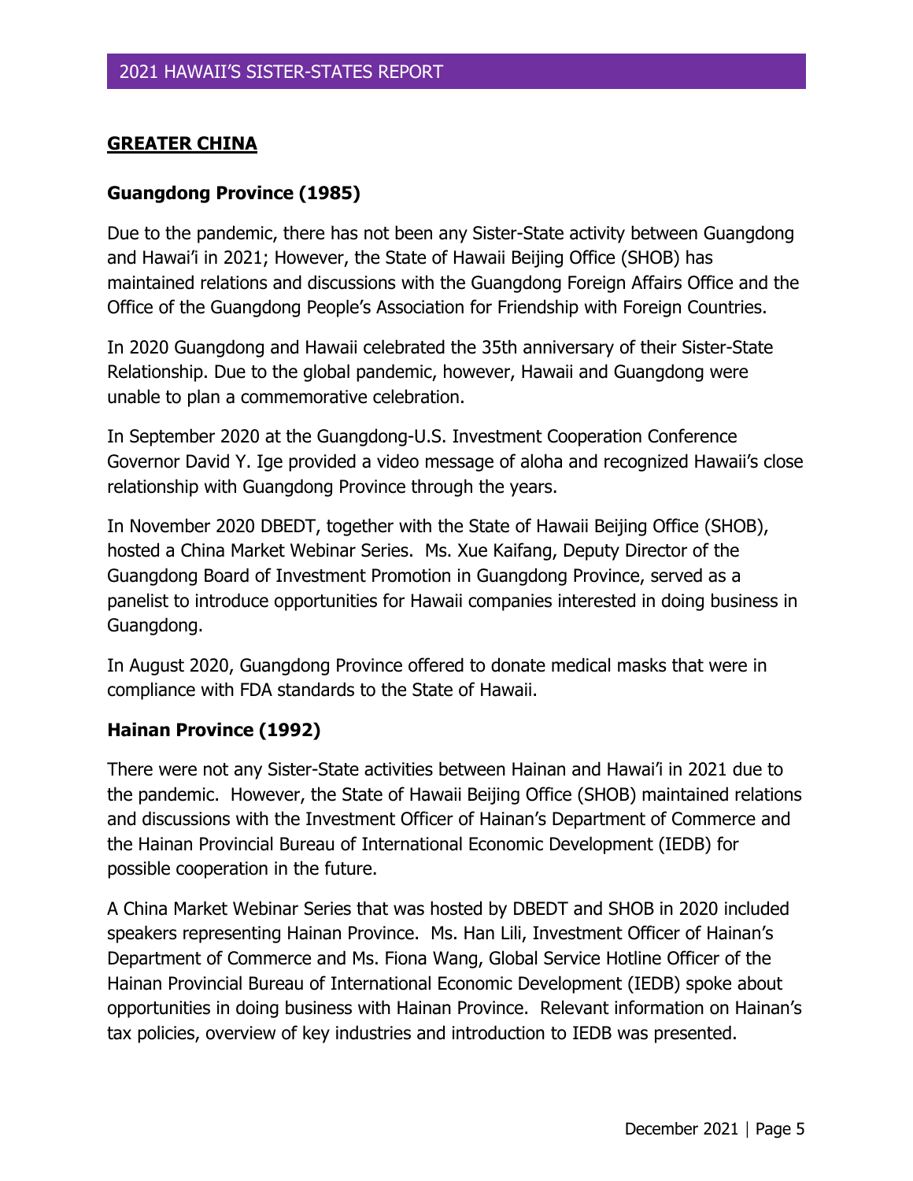## GREATER CHINA

### Guangdong Province (1985)

Due to the pandemic, there has not been any Sister-State activity between Guangdong and Hawai'i in 2021; However, the State of Hawaii Beijing Office (SHOB) has maintained relations and discussions with the Guangdong Foreign Affairs Office and the Office of the Guangdong People's Association for Friendship with Foreign Countries.

In 2020 Guangdong and Hawaii celebrated the 35th anniversary of their Sister-State Relationship. Due to the global pandemic, however, Hawaii and Guangdong were unable to plan a commemorative celebration.

In September 2020 at the Guangdong-U.S. Investment Cooperation Conference Governor David Y. Ige provided a video message of aloha and recognized Hawaii's close relationship with Guangdong Province through the years.

In November 2020 DBEDT, together with the State of Hawaii Beijing Office (SHOB), hosted a China Market Webinar Series. Ms. Xue Kaifang, Deputy Director of the Guangdong Board of Investment Promotion in Guangdong Province, served as a panelist to introduce opportunities for Hawaii companies interested in doing business in Guangdong.

In August 2020, Guangdong Province offered to donate medical masks that were in compliance with FDA standards to the State of Hawaii.

### Hainan Province (1992)

There were not any Sister-State activities between Hainan and Hawai'i in 2021 due to the pandemic. However, the State of Hawaii Beijing Office (SHOB) maintained relations and discussions with the Investment Officer of Hainan's Department of Commerce and the Hainan Provincial Bureau of International Economic Development (IEDB) for possible cooperation in the future.

A China Market Webinar Series that was hosted by DBEDT and SHOB in 2020 included speakers representing Hainan Province. Ms. Han Lili, Investment Officer of Hainan's Department of Commerce and Ms. Fiona Wang, Global Service Hotline Officer of the Hainan Provincial Bureau of International Economic Development (IEDB) spoke about opportunities in doing business with Hainan Province. Relevant information on Hainan's tax policies, overview of key industries and introduction to IEDB was presented.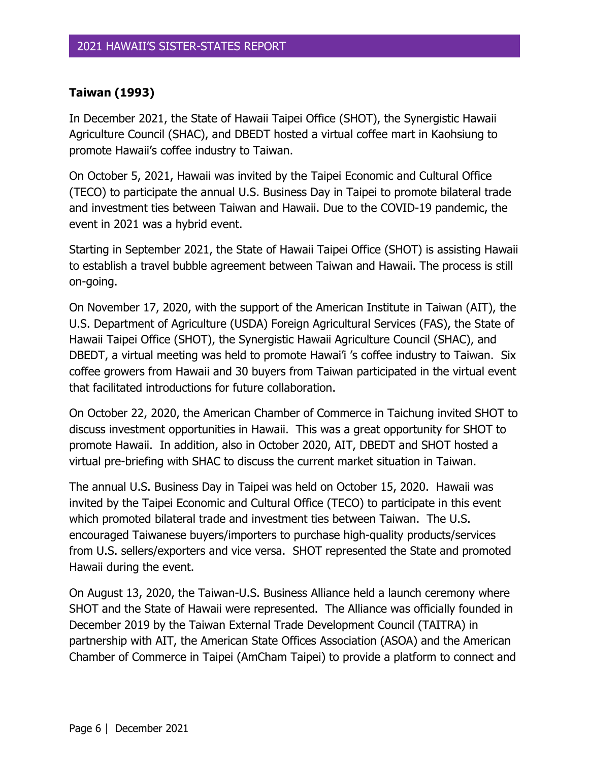### Taiwan (1993)

In December 2021, the State of Hawaii Taipei Office (SHOT), the Synergistic Hawaii Agriculture Council (SHAC), and DBEDT hosted a virtual coffee mart in Kaohsiung to promote Hawaii's coffee industry to Taiwan.

On October 5, 2021, Hawaii was invited by the Taipei Economic and Cultural Office (TECO) to participate the annual U.S. Business Day in Taipei to promote bilateral trade and investment ties between Taiwan and Hawaii. Due to the COVID-19 pandemic, the event in 2021 was a hybrid event.

Starting in September 2021, the State of Hawaii Taipei Office (SHOT) is assisting Hawaii to establish a travel bubble agreement between Taiwan and Hawaii. The process is still on-going.

On November 17, 2020, with the support of the American Institute in Taiwan (AIT), the U.S. Department of Agriculture (USDA) Foreign Agricultural Services (FAS), the State of Hawaii Taipei Office (SHOT), the Synergistic Hawaii Agriculture Council (SHAC), and DBEDT, a virtual meeting was held to promote Hawai'i 's coffee industry to Taiwan. Six coffee growers from Hawaii and 30 buyers from Taiwan participated in the virtual event that facilitated introductions for future collaboration.

On October 22, 2020, the American Chamber of Commerce in Taichung invited SHOT to discuss investment opportunities in Hawaii. This was a great opportunity for SHOT to promote Hawaii. In addition, also in October 2020, AIT, DBEDT and SHOT hosted a virtual pre-briefing with SHAC to discuss the current market situation in Taiwan.

The annual U.S. Business Day in Taipei was held on October 15, 2020. Hawaii was invited by the Taipei Economic and Cultural Office (TECO) to participate in this event which promoted bilateral trade and investment ties between Taiwan. The U.S. encouraged Taiwanese buyers/importers to purchase high-quality products/services from U.S. sellers/exporters and vice versa. SHOT represented the State and promoted Hawaii during the event.

On August 13, 2020, the Taiwan-U.S. Business Alliance held a launch ceremony where SHOT and the State of Hawaii were represented. The Alliance was officially founded in December 2019 by the Taiwan External Trade Development Council (TAITRA) in partnership with AIT, the American State Offices Association (ASOA) and the American Chamber of Commerce in Taipei (AmCham Taipei) to provide a platform to connect and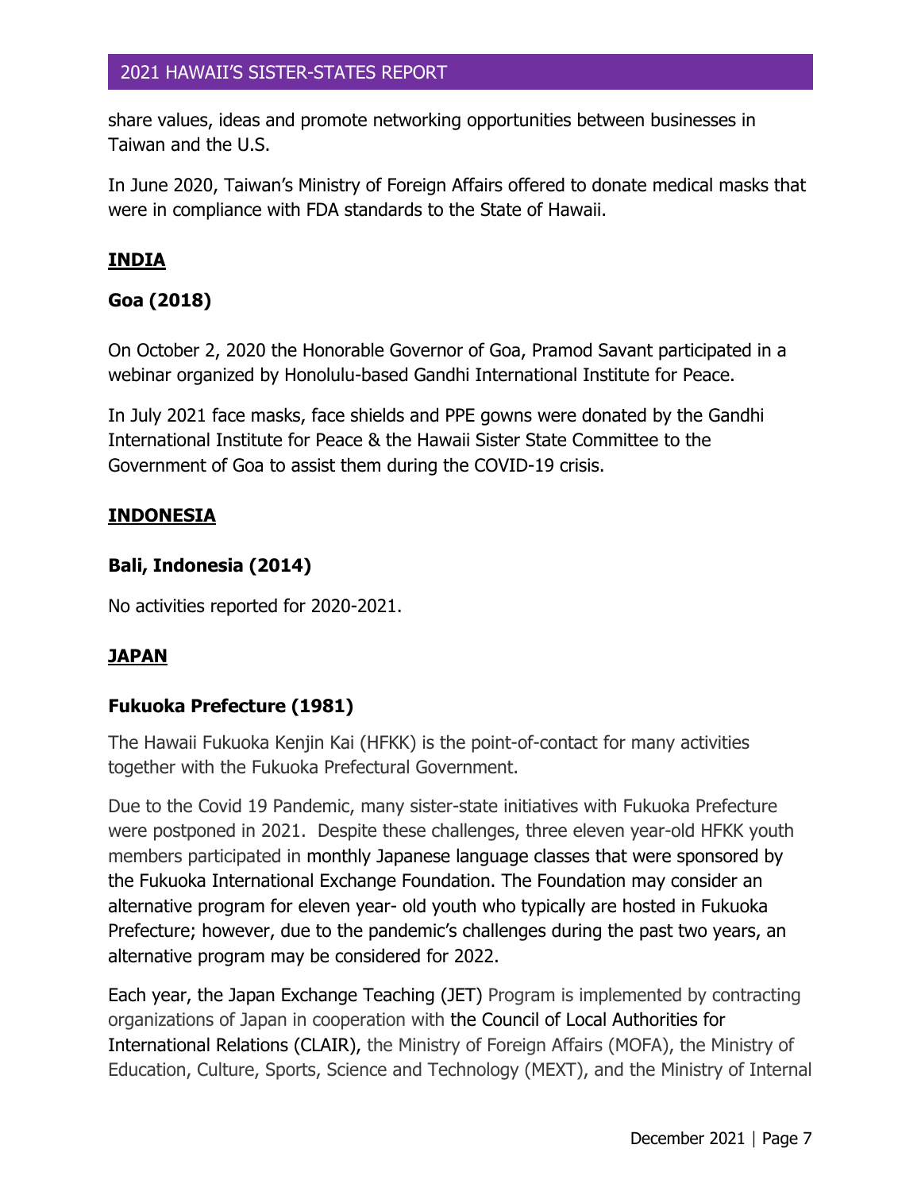share values, ideas and promote networking opportunities between businesses in Taiwan and the U.S.

In June 2020, Taiwan's Ministry of Foreign Affairs offered to donate medical masks that were in compliance with FDA standards to the State of Hawaii.

## INDIA

### Goa (2018)

On October 2, 2020 the Honorable Governor of Goa, Pramod Savant participated in a webinar organized by Honolulu-based Gandhi International Institute for Peace.

In July 2021 face masks, face shields and PPE gowns were donated by the Gandhi International Institute for Peace & the Hawaii Sister State Committee to the Government of Goa to assist them during the COVID-19 crisis.

## INDONESIA

### Bali, Indonesia (2014)

No activities reported for 2020-2021.

## JAPAN

### Fukuoka Prefecture (1981)

The Hawaii Fukuoka Kenjin Kai (HFKK) is the point-of-contact for many activities together with the Fukuoka Prefectural Government.

Due to the Covid 19 Pandemic, many sister-state initiatives with Fukuoka Prefecture were postponed in 2021. Despite these challenges, three eleven year-old HFKK youth members participated in monthly Japanese language classes that were sponsored by the Fukuoka International Exchange Foundation. The Foundation may consider an alternative program for eleven year- old youth who typically are hosted in Fukuoka Prefecture; however, due to the pandemic's challenges during the past two years, an alternative program may be considered for 2022.

Each year, the Japan Exchange Teaching (JET) Program is implemented by contracting organizations of Japan in cooperation with the Council of Local Authorities for International Relations (CLAIR), the Ministry of Foreign Affairs (MOFA), the Ministry of Education, Culture, Sports, Science and Technology (MEXT), and the Ministry of Internal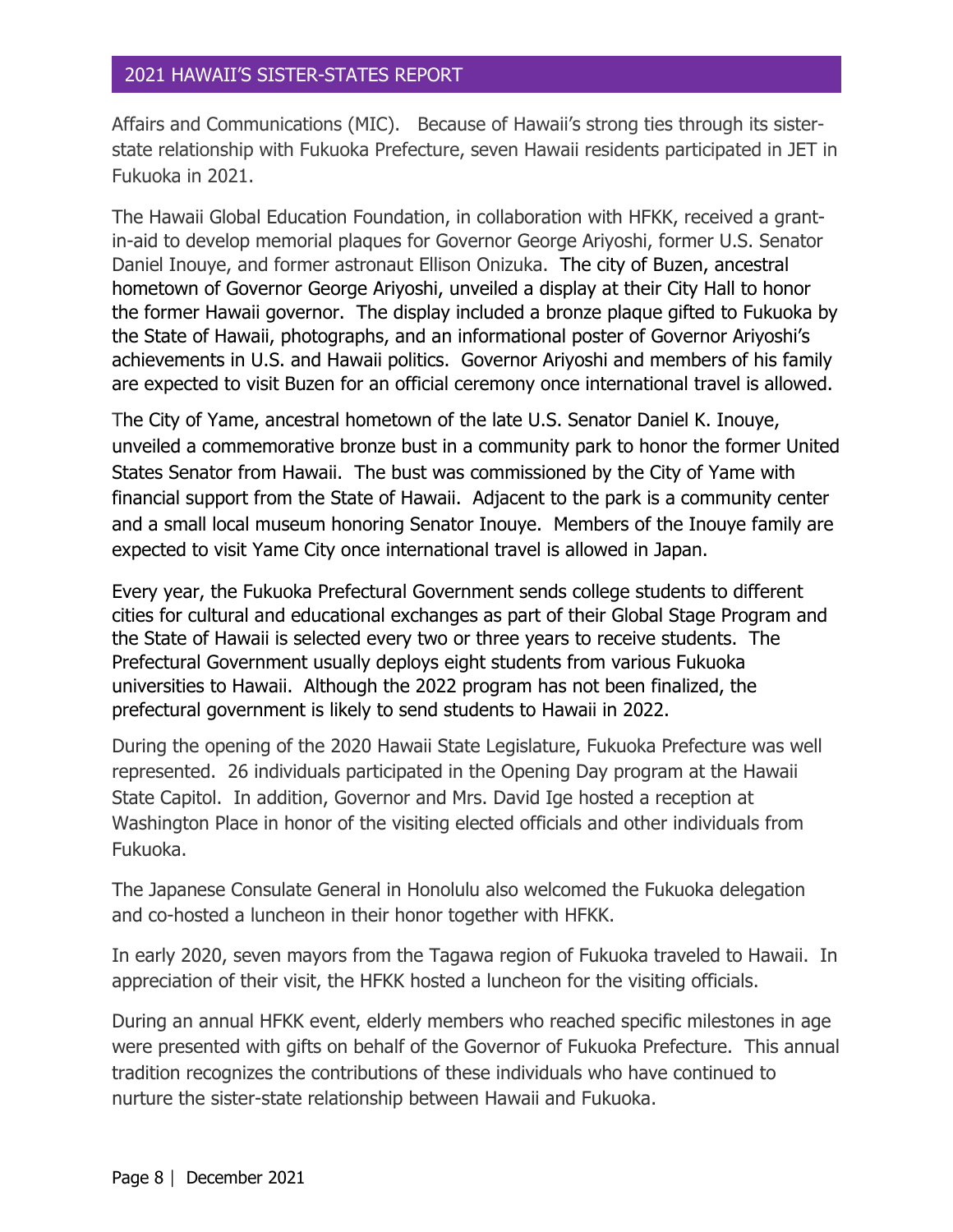Affairs and Communications (MIC). Because of Hawaii's strong ties through its sister-state relationship with Fukuoka Prefecture, seven Hawaii residents participated in JET in Fukuoka in 2021.

The Hawaii Global Education Foundation, in collaboration with HFKK, received a grant-in-aid to develop memorial plaques for Governor George Ariyoshi, former U.S. Senator Daniel Inouye, and former astronaut Ellison Onizuka. The city of Buzen, ancestral hometown of Governor George Ariyoshi, unveiled a display at their City Hall to honor the former Hawaii governor. The display included a bronze plaque gifted to Fukuoka by the State of Hawaii, photographs, and an informational poster of Governor Ariyoshi's achievements in U.S. and Hawaii politics. Governor Ariyoshi and members of his family are expected to visit Buzen for an official ceremony once international travel is allowed.

The City of Yame, ancestral hometown of the late U.S. Senator Daniel K. Inouye, unveiled a commemorative bronze bust in a community park to honor the former United States Senator from Hawaii. The bust was commissioned by the City of Yame with financial support from the State of Hawaii. Adjacent to the park is a community center and a small local museum honoring Senator Inouye. Members of the Inouye family are expected to visit Yame City once international travel is allowed in Japan.

Every year, the Fukuoka Prefectural Government sends college students to different cities for cultural and educational exchanges as part of their Global Stage Program and the State of Hawaii is selected every two or three years to receive students. The Prefectural Government usually deploys eight students from various Fukuoka universities to Hawaii. Although the 2022 program has not been finalized, the prefectural government is likely to send students to Hawaii in 2022.

During the opening of the 2020 Hawaii State Legislature, Fukuoka Prefecture was well represented. 26 individuals participated in the Opening Day program at the Hawaii State Capitol. In addition, Governor and Mrs. David Ige hosted a reception at Washington Place in honor of the visiting elected officials and other individuals from Fukuoka.

The Japanese Consulate General in Honolulu also welcomed the Fukuoka delegation and co-hosted a luncheon in their honor together with HFKK.

In early 2020, seven mayors from the Tagawa region of Fukuoka traveled to Hawaii. In appreciation of their visit, the HFKK hosted a luncheon for the visiting officials.

During an annual HFKK event, elderly members who reached specific milestones in age were presented with gifts on behalf of the Governor of Fukuoka Prefecture. This annual tradition recognizes the contributions of these individuals who have continued to nurture the sister-state relationship between Hawaii and Fukuoka.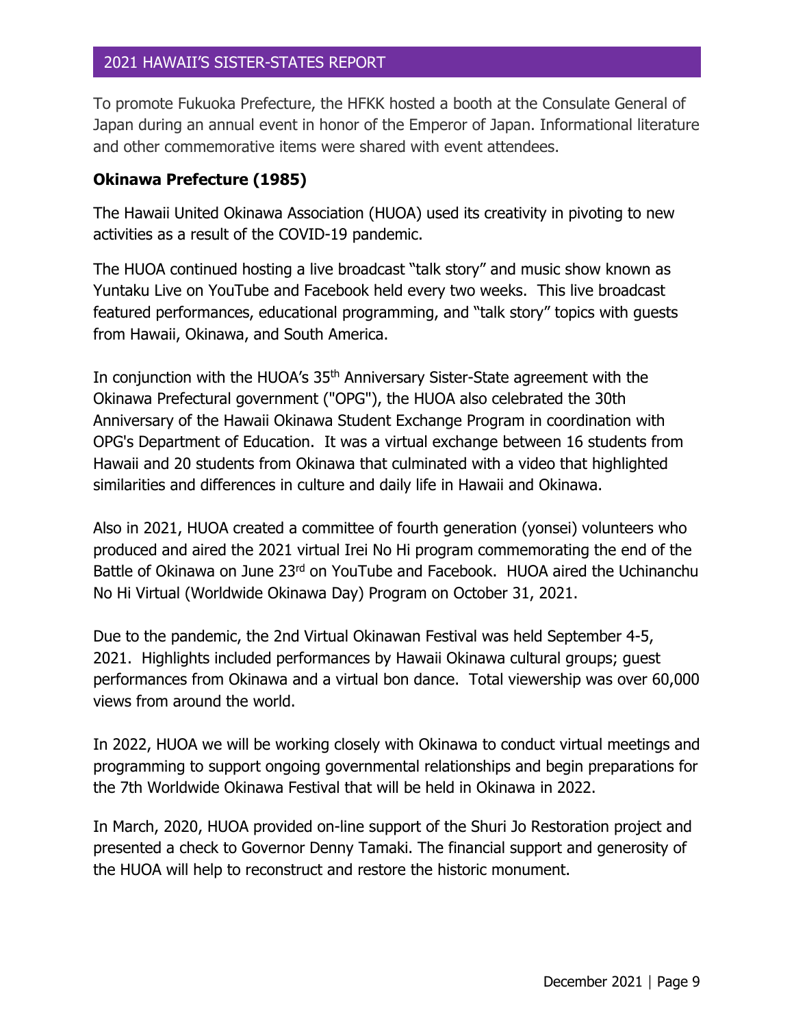To promote Fukuoka Prefecture, the HFKK hosted a booth at the Consulate General of Japan during an annual event in honor of the Emperor of Japan. Informational literature and other commemorative items were shared with event attendees.

**Okinawa Prefecture (1985)**

The Hawaii United Okinawa Association (HUOA) used its creativity in pivoting to new activities as a result of the COVID-19 pandemic.

The HUOA continued hosting a live broadcast "talk story" and music show known as Yuntaku Live on YouTube and Facebook held every two weeks. This live broadcast featured performances, educational programming, and "talk story" topics with guests from Hawaii, Okinawa, and South America.

In conjunction with the HUOA's 35th Anniversary Sister-State agreement with the Okinawa Prefectural government ("OPG"), the HUOA also celebrated the 30th Anniversary of the Hawaii Okinawa Student Exchange Program in coordination with OPG's Department of Education. It was a virtual exchange between 16 students from Hawaii and 20 students from Okinawa that culminated with a video that highlighted similarities and differences in culture and daily life in Hawaii and Okinawa.

Also in 2021, HUOA created a committee of fourth generation (yonsei) volunteers who produced and aired the 2021 virtual Irei No Hi program commemorating the end of the Battle of Okinawa on June 23rd on YouTube and Facebook. HUOA aired the Uchinanchu No Hi Virtual (Worldwide Okinawa Day) Program on October 31, 2021.

Due to the pandemic, the 2nd Virtual Okinawan Festival was held September 4-5, 2021. Highlights included performances by Hawaii Okinawa cultural groups; guest performances from Okinawa and a virtual bon dance. Total viewership was over 60,000 views from around the world.

In 2022, HUOA we will be working closely with Okinawa to conduct virtual meetings and programming to support ongoing governmental relationships and begin preparations for the 7th Worldwide Okinawa Festival that will be held in Okinawa in 2022.

In March, 2020, HUOA provided on-line support of the Shuri Jo Restoration project and presented a check to Governor Denny Tamaki. The financial support and generosity of the HUOA will help to reconstruct and restore the historic monument.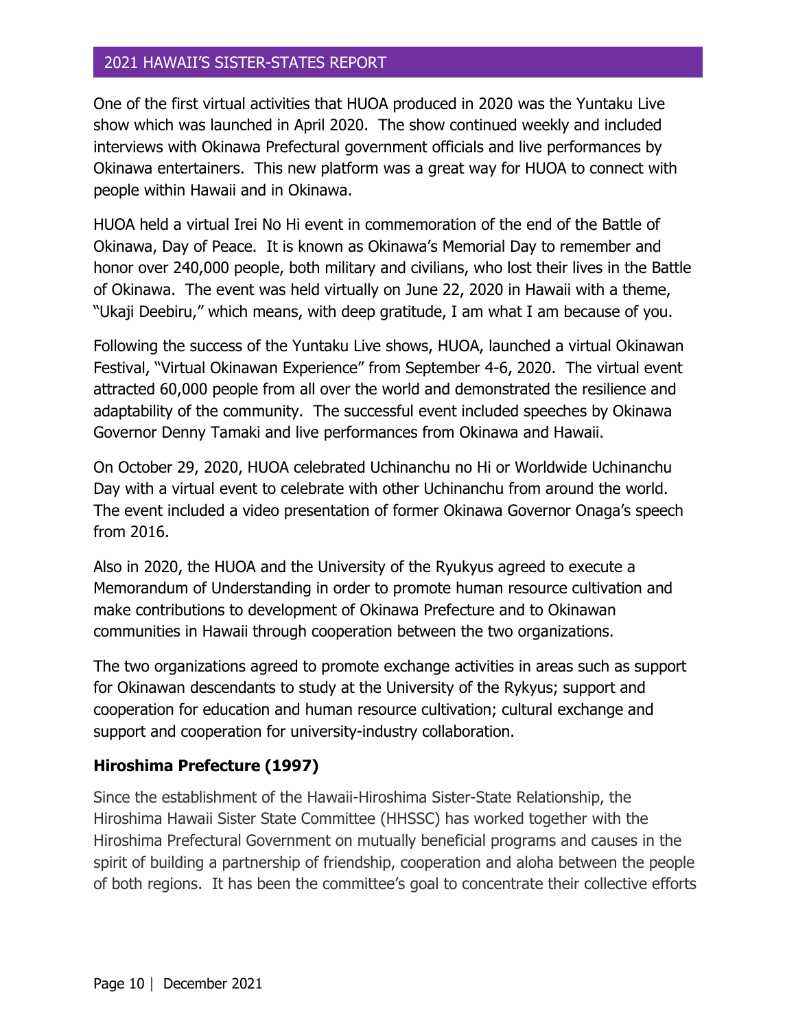One of the first virtual activities that HUOA produced in 2020 was the Yuntaku Live show which was launched in April 2020. The show continued weekly and included interviews with Okinawa Prefectural government officials and live performances by Okinawa entertainers. This new platform was a great way for HUOA to connect with people within Hawaii and in Okinawa.

HUOA held a virtual Irei No Hi event in commemoration of the end of the Battle of Okinawa, Day of Peace. It is known as Okinawa's Memorial Day to remember and honor over 240,000 people, both military and civilians, who lost their lives in the Battle of Okinawa. The event was held virtually on June 22, 2020 in Hawaii with a theme, "Ukaji Deebiru," which means, with deep gratitude, I am what I am because of you.

Following the success of the Yuntaku Live shows, HUOA, launched a virtual Okinawan Festival, "Virtual Okinawan Experience" from September 4-6, 2020. The virtual event attracted 60,000 people from all over the world and demonstrated the resilience and adaptability of the community. The successful event included speeches by Okinawa Governor Denny Tamaki and live performances from Okinawa and Hawaii.

On October 29, 2020, HUOA celebrated Uchinanchu no Hi or Worldwide Uchinanchu Day with a virtual event to celebrate with other Uchinanchu from around the world. The event included a video presentation of former Okinawa Governor Onaga's speech from 2016.

Also in 2020, the HUOA and the University of the Ryukyus agreed to execute a Memorandum of Understanding in order to promote human resource cultivation and make contributions to development of Okinawa Prefecture and to Okinawan communities in Hawaii through cooperation between the two organizations.

The two organizations agreed to promote exchange activities in areas such as support for Okinawan descendants to study at the University of the Rykyus; support and cooperation for education and human resource cultivation; cultural exchange and support and cooperation for university-industry collaboration.

**Hiroshima Prefecture (1997)**

Since the establishment of the Hawaii-Hiroshima Sister-State Relationship, the Hiroshima Hawaii Sister State Committee (HHSSC) has worked together with the Hiroshima Prefectural Government on mutually beneficial programs and causes in the spirit of building a partnership of friendship, cooperation and aloha between the people of both regions. It has been the committee's goal to concentrate their collective efforts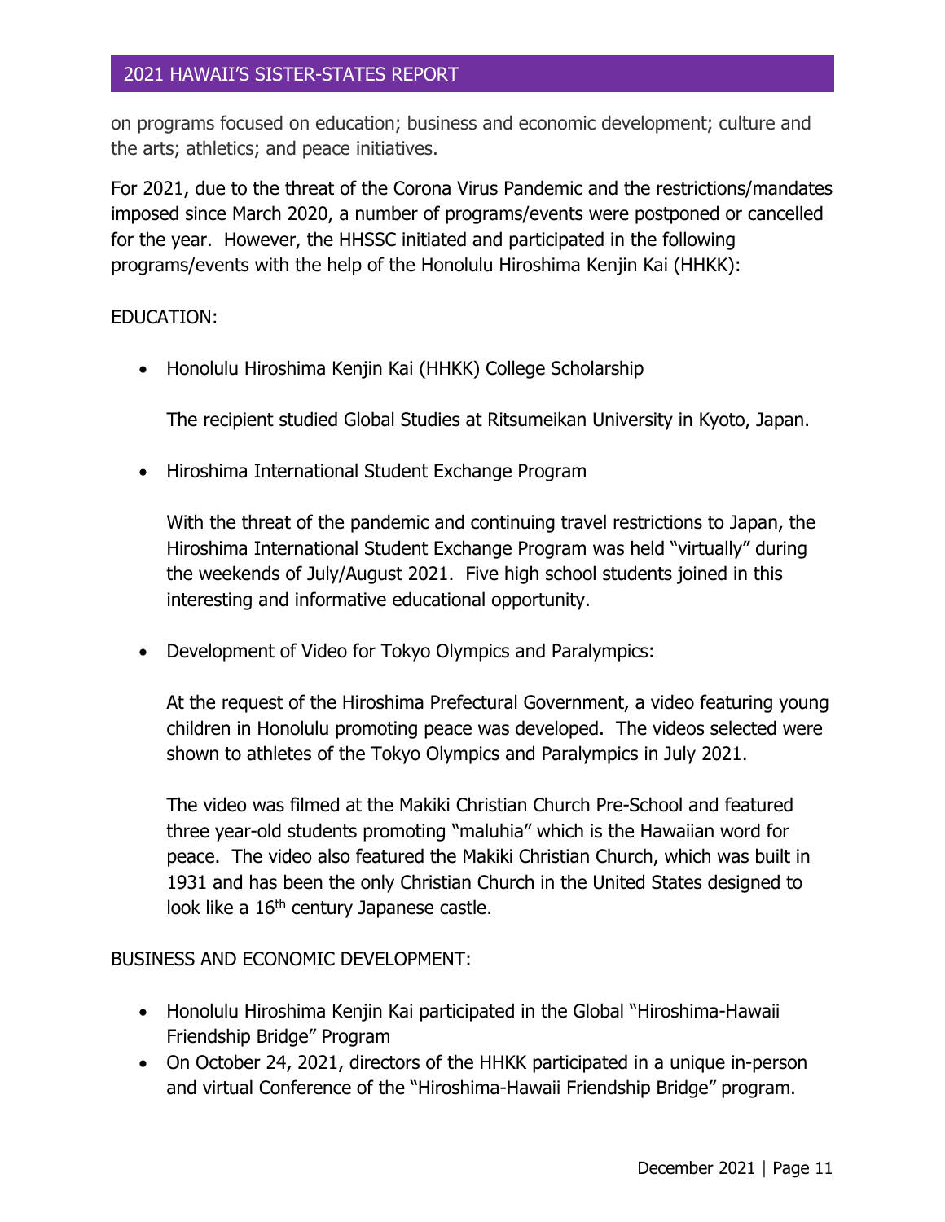on programs focused on education; business and economic development; culture and the arts; athletics; and peace initiatives.

For 2021, due to the threat of the Corona Virus Pandemic and the restrictions/mandates imposed since March 2020, a number of programs/events were postponed or cancelled for the year. However, the HHSSC initiated and participated in the following programs/events with the help of the Honolulu Hiroshima Kenjin Kai (HHKK):

EDUCATION:

- Honolulu Hiroshima Kenjin Kai (HHKK) College Scholarship

  The recipient studied Global Studies at Ritsumeikan University in Kyoto, Japan.

- Hiroshima International Student Exchange Program

  With the threat of the pandemic and continuing travel restrictions to Japan, the Hiroshima International Student Exchange Program was held "virtually" during the weekends of July/August 2021. Five high school students joined in this interesting and informative educational opportunity.

- Development of Video for Tokyo Olympics and Paralympics:

  At the request of the Hiroshima Prefectural Government, a video featuring young children in Honolulu promoting peace was developed. The videos selected were shown to athletes of the Tokyo Olympics and Paralympics in July 2021.

  The video was filmed at the Makiki Christian Church Pre-School and featured three year-old students promoting "maluhia" which is the Hawaiian word for peace. The video also featured the Makiki Christian Church, which was built in 1931 and has been the only Christian Church in the United States designed to look like a 16th century Japanese castle.

BUSINESS AND ECONOMIC DEVELOPMENT:

- Honolulu Hiroshima Kenjin Kai participated in the Global "Hiroshima-Hawaii Friendship Bridge" Program
- On October 24, 2021, directors of the HHKK participated in a unique in-person and virtual Conference of the "Hiroshima-Hawaii Friendship Bridge" program.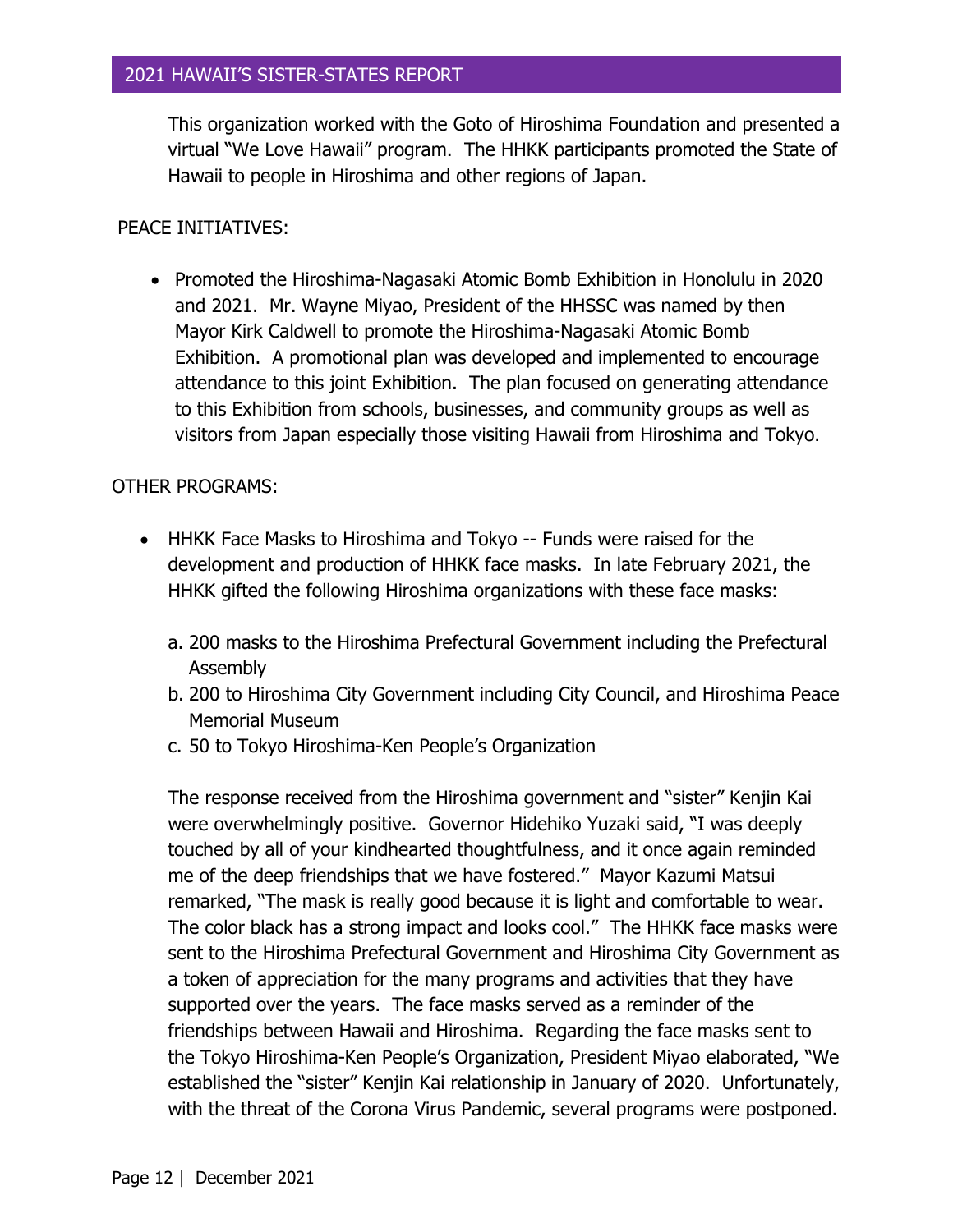This organization worked with the Goto of Hiroshima Foundation and presented a virtual "We Love Hawaii" program. The HHKK participants promoted the State of Hawaii to people in Hiroshima and other regions of Japan.

PEACE INITIATIVES:

- Promoted the Hiroshima-Nagasaki Atomic Bomb Exhibition in Honolulu in 2020 and 2021. Mr. Wayne Miyao, President of the HHSSC was named by then Mayor Kirk Caldwell to promote the Hiroshima-Nagasaki Atomic Bomb Exhibition. A promotional plan was developed and implemented to encourage attendance to this joint Exhibition. The plan focused on generating attendance to this Exhibition from schools, businesses, and community groups as well as visitors from Japan especially those visiting Hawaii from Hiroshima and Tokyo.

OTHER PROGRAMS:

- HHKK Face Masks to Hiroshima and Tokyo -- Funds were raised for the development and production of HHKK face masks. In late February 2021, the HHKK gifted the following Hiroshima organizations with these face masks:

  a. 200 masks to the Hiroshima Prefectural Government including the Prefectural Assembly
  b. 200 to Hiroshima City Government including City Council, and Hiroshima Peace Memorial Museum
  c. 50 to Tokyo Hiroshima-Ken People's Organization

  The response received from the Hiroshima government and "sister" Kenjin Kai were overwhelmingly positive. Governor Hidehiko Yuzaki said, "I was deeply touched by all of your kindhearted thoughtfulness, and it once again reminded me of the deep friendships that we have fostered." Mayor Kazumi Matsui remarked, "The mask is really good because it is light and comfortable to wear. The color black has a strong impact and looks cool." The HHKK face masks were sent to the Hiroshima Prefectural Government and Hiroshima City Government as a token of appreciation for the many programs and activities that they have supported over the years. The face masks served as a reminder of the friendships between Hawaii and Hiroshima. Regarding the face masks sent to the Tokyo Hiroshima-Ken People's Organization, President Miyao elaborated, "We established the "sister" Kenjin Kai relationship in January of 2020. Unfortunately, with the threat of the Corona Virus Pandemic, several programs were postponed.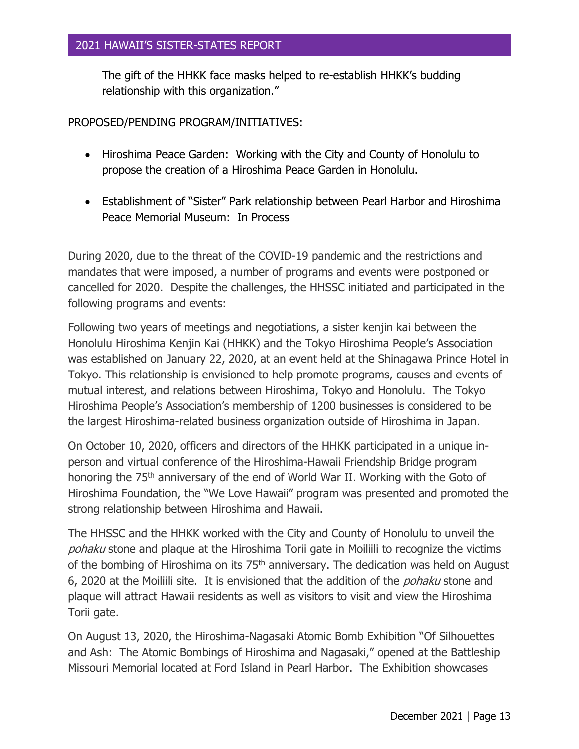The gift of the HHKK face masks helped to re-establish HHKK's budding relationship with this organization."

PROPOSED/PENDING PROGRAM/INITIATIVES:

- Hiroshima Peace Garden: Working with the City and County of Honolulu to propose the creation of a Hiroshima Peace Garden in Honolulu.
- Establishment of "Sister" Park relationship between Pearl Harbor and Hiroshima Peace Memorial Museum: In Process

During 2020, due to the threat of the COVID-19 pandemic and the restrictions and mandates that were imposed, a number of programs and events were postponed or cancelled for 2020. Despite the challenges, the HHSSC initiated and participated in the following programs and events:

Following two years of meetings and negotiations, a sister kenjin kai between the Honolulu Hiroshima Kenjin Kai (HHKK) and the Tokyo Hiroshima People's Association was established on January 22, 2020, at an event held at the Shinagawa Prince Hotel in Tokyo. This relationship is envisioned to help promote programs, causes and events of mutual interest, and relations between Hiroshima, Tokyo and Honolulu. The Tokyo Hiroshima People's Association's membership of 1200 businesses is considered to be the largest Hiroshima-related business organization outside of Hiroshima in Japan.

On October 10, 2020, officers and directors of the HHKK participated in a unique in-person and virtual conference of the Hiroshima-Hawaii Friendship Bridge program honoring the 75th anniversary of the end of World War II. Working with the Goto of Hiroshima Foundation, the "We Love Hawaii" program was presented and promoted the strong relationship between Hiroshima and Hawaii.

The HHSSC and the HHKK worked with the City and County of Honolulu to unveil the *pohaku* stone and plaque at the Hiroshima Torii gate in Moiliili to recognize the victims of the bombing of Hiroshima on its 75th anniversary. The dedication was held on August 6, 2020 at the Moiliili site. It is envisioned that the addition of the *pohaku* stone and plaque will attract Hawaii residents as well as visitors to visit and view the Hiroshima Torii gate.

On August 13, 2020, the Hiroshima-Nagasaki Atomic Bomb Exhibition "Of Silhouettes and Ash: The Atomic Bombings of Hiroshima and Nagasaki," opened at the Battleship Missouri Memorial located at Ford Island in Pearl Harbor. The Exhibition showcases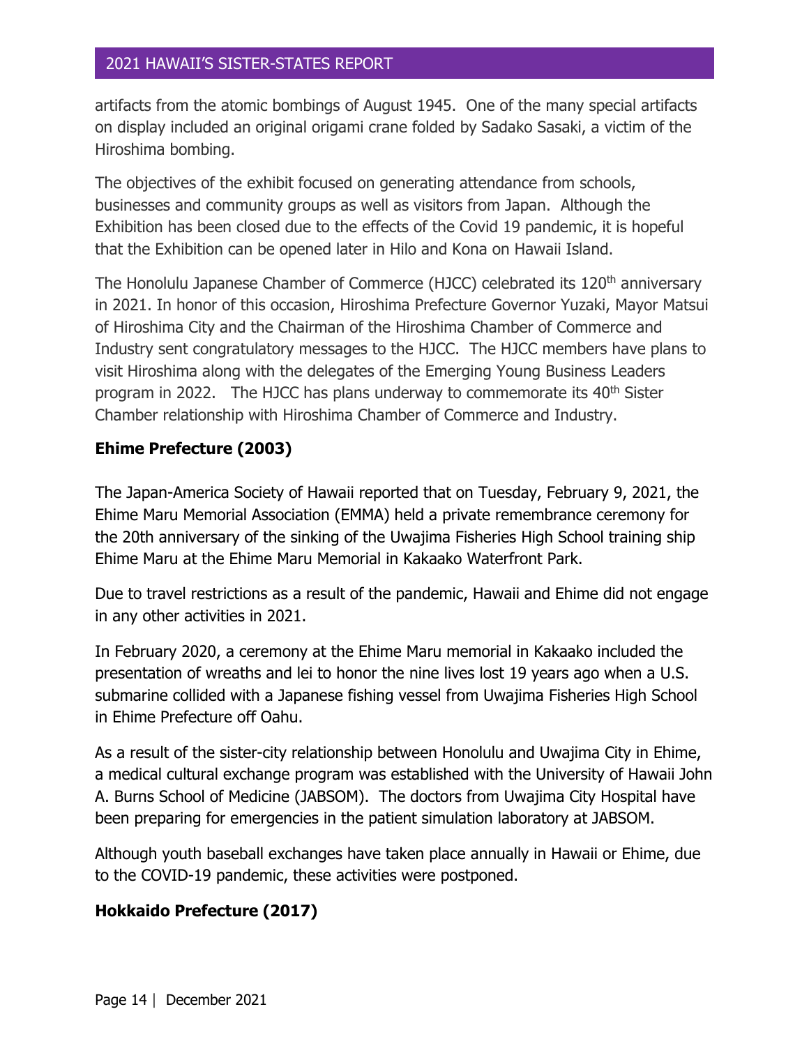artifacts from the atomic bombings of August 1945. One of the many special artifacts on display included an original origami crane folded by Sadako Sasaki, a victim of the Hiroshima bombing.

The objectives of the exhibit focused on generating attendance from schools, businesses and community groups as well as visitors from Japan. Although the Exhibition has been closed due to the effects of the Covid 19 pandemic, it is hopeful that the Exhibition can be opened later in Hilo and Kona on Hawaii Island.

The Honolulu Japanese Chamber of Commerce (HJCC) celebrated its 120th anniversary in 2021. In honor of this occasion, Hiroshima Prefecture Governor Yuzaki, Mayor Matsui of Hiroshima City and the Chairman of the Hiroshima Chamber of Commerce and Industry sent congratulatory messages to the HJCC. The HJCC members have plans to visit Hiroshima along with the delegates of the Emerging Young Business Leaders program in 2022. The HJCC has plans underway to commemorate its 40th Sister Chamber relationship with Hiroshima Chamber of Commerce and Industry.

**Ehime Prefecture (2003)**

The Japan-America Society of Hawaii reported that on Tuesday, February 9, 2021, the Ehime Maru Memorial Association (EMMA) held a private remembrance ceremony for the 20th anniversary of the sinking of the Uwajima Fisheries High School training ship Ehime Maru at the Ehime Maru Memorial in Kakaako Waterfront Park.

Due to travel restrictions as a result of the pandemic, Hawaii and Ehime did not engage in any other activities in 2021.

In February 2020, a ceremony at the Ehime Maru memorial in Kakaako included the presentation of wreaths and lei to honor the nine lives lost 19 years ago when a U.S. submarine collided with a Japanese fishing vessel from Uwajima Fisheries High School in Ehime Prefecture off Oahu.

As a result of the sister-city relationship between Honolulu and Uwajima City in Ehime, a medical cultural exchange program was established with the University of Hawaii John A. Burns School of Medicine (JABSOM). The doctors from Uwajima City Hospital have been preparing for emergencies in the patient simulation laboratory at JABSOM.

Although youth baseball exchanges have taken place annually in Hawaii or Ehime, due to the COVID-19 pandemic, these activities were postponed.

**Hokkaido Prefecture (2017)**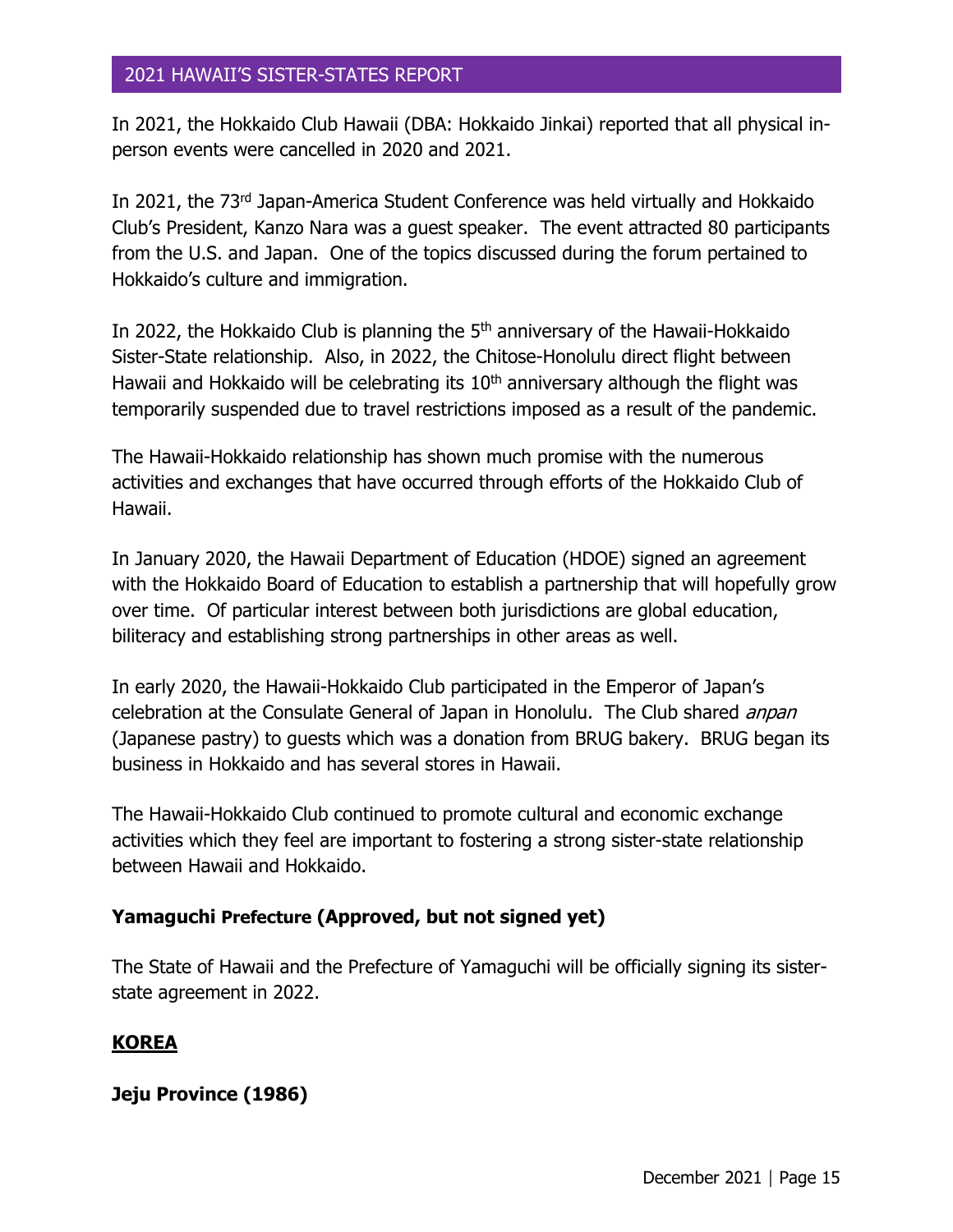In 2021, the Hokkaido Club Hawaii (DBA: Hokkaido Jinkai) reported that all physical in-person events were cancelled in 2020 and 2021.

In 2021, the 73rd Japan-America Student Conference was held virtually and Hokkaido Club's President, Kanzo Nara was a guest speaker. The event attracted 80 participants from the U.S. and Japan. One of the topics discussed during the forum pertained to Hokkaido's culture and immigration.

In 2022, the Hokkaido Club is planning the 5th anniversary of the Hawaii-Hokkaido Sister-State relationship. Also, in 2022, the Chitose-Honolulu direct flight between Hawaii and Hokkaido will be celebrating its 10th anniversary although the flight was temporarily suspended due to travel restrictions imposed as a result of the pandemic.

The Hawaii-Hokkaido relationship has shown much promise with the numerous activities and exchanges that have occurred through efforts of the Hokkaido Club of Hawaii.

In January 2020, the Hawaii Department of Education (HDOE) signed an agreement with the Hokkaido Board of Education to establish a partnership that will hopefully grow over time. Of particular interest between both jurisdictions are global education, biliteracy and establishing strong partnerships in other areas as well.

In early 2020, the Hawaii-Hokkaido Club participated in the Emperor of Japan's celebration at the Consulate General of Japan in Honolulu. The Club shared *anpan* (Japanese pastry) to guests which was a donation from BRUG bakery. BRUG began its business in Hokkaido and has several stores in Hawaii.

The Hawaii-Hokkaido Club continued to promote cultural and economic exchange activities which they feel are important to fostering a strong sister-state relationship between Hawaii and Hokkaido.

**Yamaguchi Prefecture (Approved, but not signed yet)**

The State of Hawaii and the Prefecture of Yamaguchi will be officially signing its sister-state agreement in 2022.

## KOREA

**Jeju Province (1986)**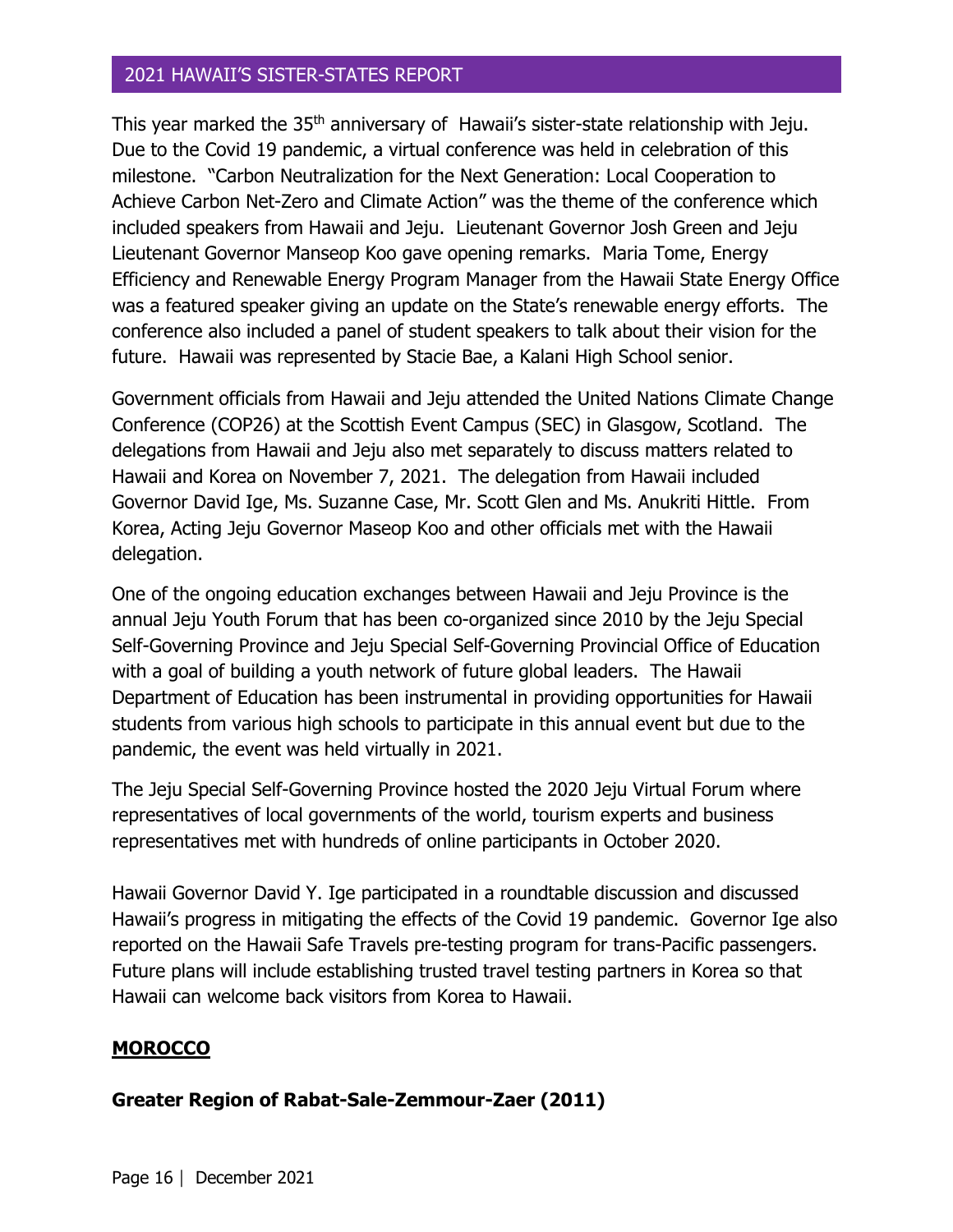This year marked the 35th anniversary of Hawaii's sister-state relationship with Jeju. Due to the Covid 19 pandemic, a virtual conference was held in celebration of this milestone. "Carbon Neutralization for the Next Generation: Local Cooperation to Achieve Carbon Net-Zero and Climate Action" was the theme of the conference which included speakers from Hawaii and Jeju. Lieutenant Governor Josh Green and Jeju Lieutenant Governor Manseop Koo gave opening remarks. Maria Tome, Energy Efficiency and Renewable Energy Program Manager from the Hawaii State Energy Office was a featured speaker giving an update on the State's renewable energy efforts. The conference also included a panel of student speakers to talk about their vision for the future. Hawaii was represented by Stacie Bae, a Kalani High School senior.

Government officials from Hawaii and Jeju attended the United Nations Climate Change Conference (COP26) at the Scottish Event Campus (SEC) in Glasgow, Scotland. The delegations from Hawaii and Jeju also met separately to discuss matters related to Hawaii and Korea on November 7, 2021. The delegation from Hawaii included Governor David Ige, Ms. Suzanne Case, Mr. Scott Glen and Ms. Anukriti Hittle. From Korea, Acting Jeju Governor Maseop Koo and other officials met with the Hawaii delegation.

One of the ongoing education exchanges between Hawaii and Jeju Province is the annual Jeju Youth Forum that has been co-organized since 2010 by the Jeju Special Self-Governing Province and Jeju Special Self-Governing Provincial Office of Education with a goal of building a youth network of future global leaders. The Hawaii Department of Education has been instrumental in providing opportunities for Hawaii students from various high schools to participate in this annual event but due to the pandemic, the event was held virtually in 2021.

The Jeju Special Self-Governing Province hosted the 2020 Jeju Virtual Forum where representatives of local governments of the world, tourism experts and business representatives met with hundreds of online participants in October 2020.

Hawaii Governor David Y. Ige participated in a roundtable discussion and discussed Hawaii's progress in mitigating the effects of the Covid 19 pandemic. Governor Ige also reported on the Hawaii Safe Travels pre-testing program for trans-Pacific passengers. Future plans will include establishing trusted travel testing partners in Korea so that Hawaii can welcome back visitors from Korea to Hawaii.

## MOROCCO

### Greater Region of Rabat-Sale-Zemmour-Zaer (2011)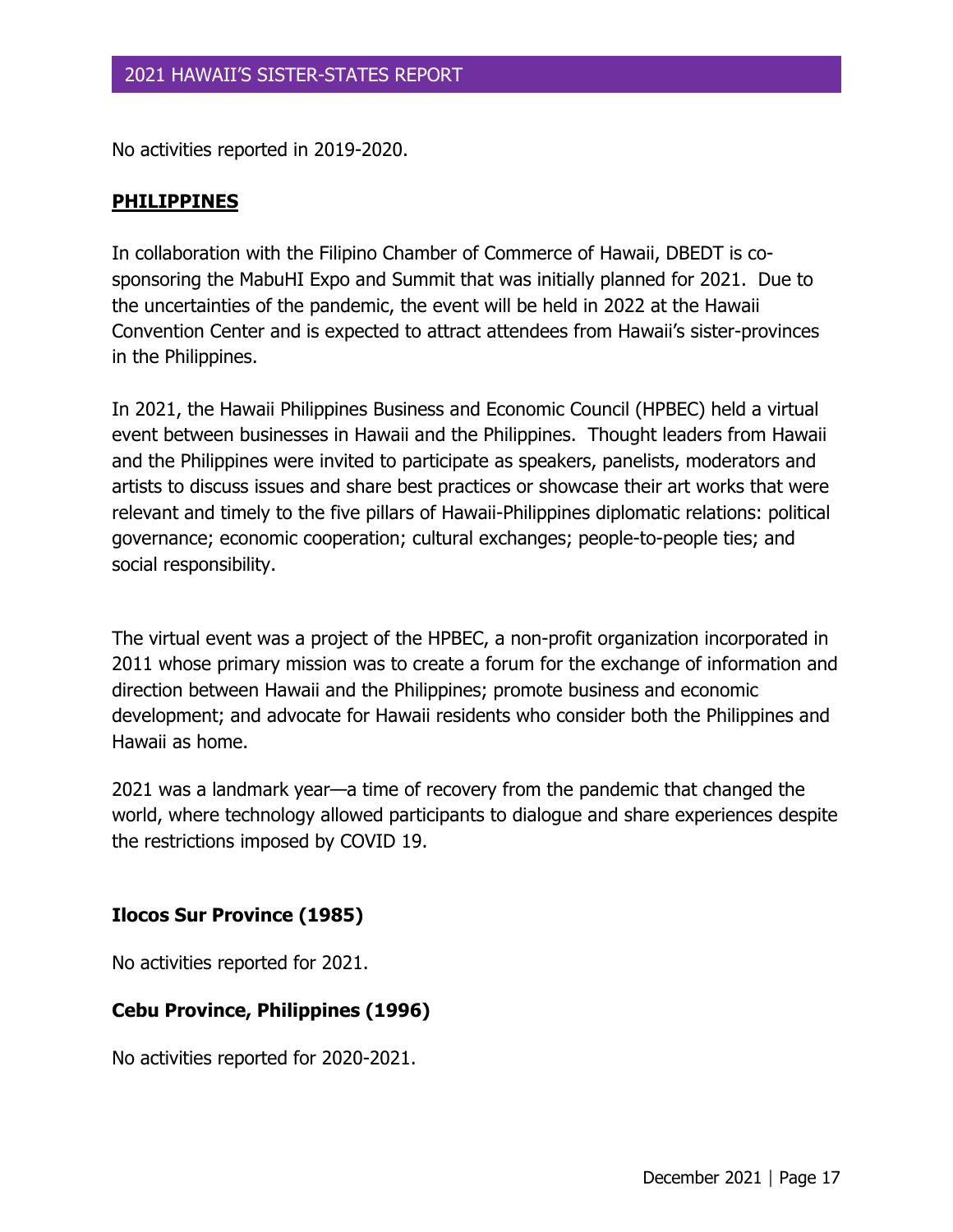No activities reported in 2019-2020.

## PHILIPPINES

In collaboration with the Filipino Chamber of Commerce of Hawaii, DBEDT is co-sponsoring the MabuHI Expo and Summit that was initially planned for 2021. Due to the uncertainties of the pandemic, the event will be held in 2022 at the Hawaii Convention Center and is expected to attract attendees from Hawaii's sister-provinces in the Philippines.

In 2021, the Hawaii Philippines Business and Economic Council (HPBEC) held a virtual event between businesses in Hawaii and the Philippines. Thought leaders from Hawaii and the Philippines were invited to participate as speakers, panelists, moderators and artists to discuss issues and share best practices or showcase their art works that were relevant and timely to the five pillars of Hawaii-Philippines diplomatic relations: political governance; economic cooperation; cultural exchanges; people-to-people ties; and social responsibility.

The virtual event was a project of the HPBEC, a non-profit organization incorporated in 2011 whose primary mission was to create a forum for the exchange of information and direction between Hawaii and the Philippines; promote business and economic development; and advocate for Hawaii residents who consider both the Philippines and Hawaii as home.

2021 was a landmark year—a time of recovery from the pandemic that changed the world, where technology allowed participants to dialogue and share experiences despite the restrictions imposed by COVID 19.

### Ilocos Sur Province (1985)

No activities reported for 2021.

### Cebu Province, Philippines (1996)

No activities reported for 2020-2021.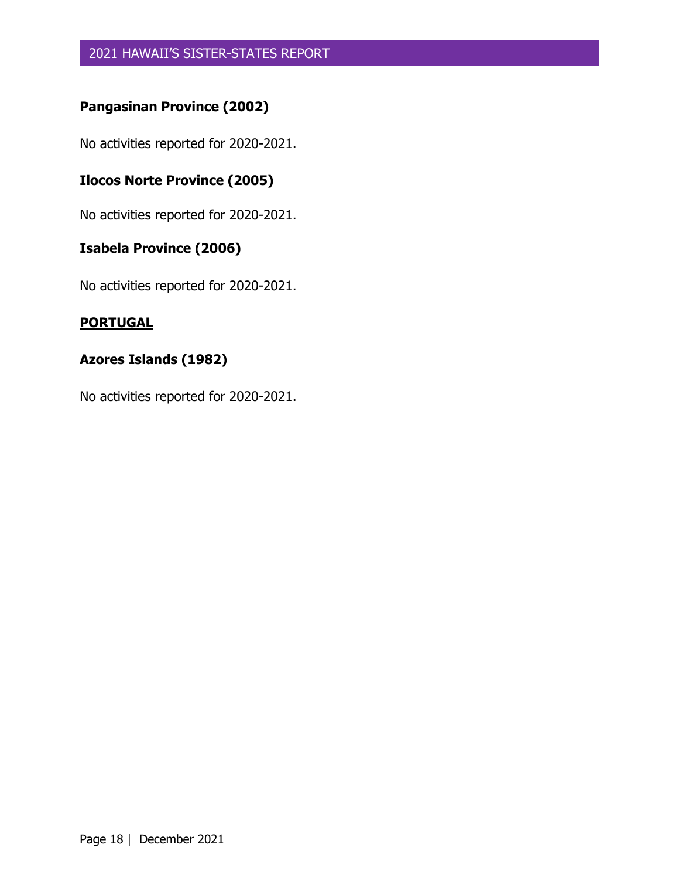### Pangasinan Province (2002)

No activities reported for 2020-2021.

### Ilocos Norte Province (2005)

No activities reported for 2020-2021.

### Isabela Province (2006)

No activities reported for 2020-2021.

## PORTUGAL

### Azores Islands (1982)

No activities reported for 2020-2021.